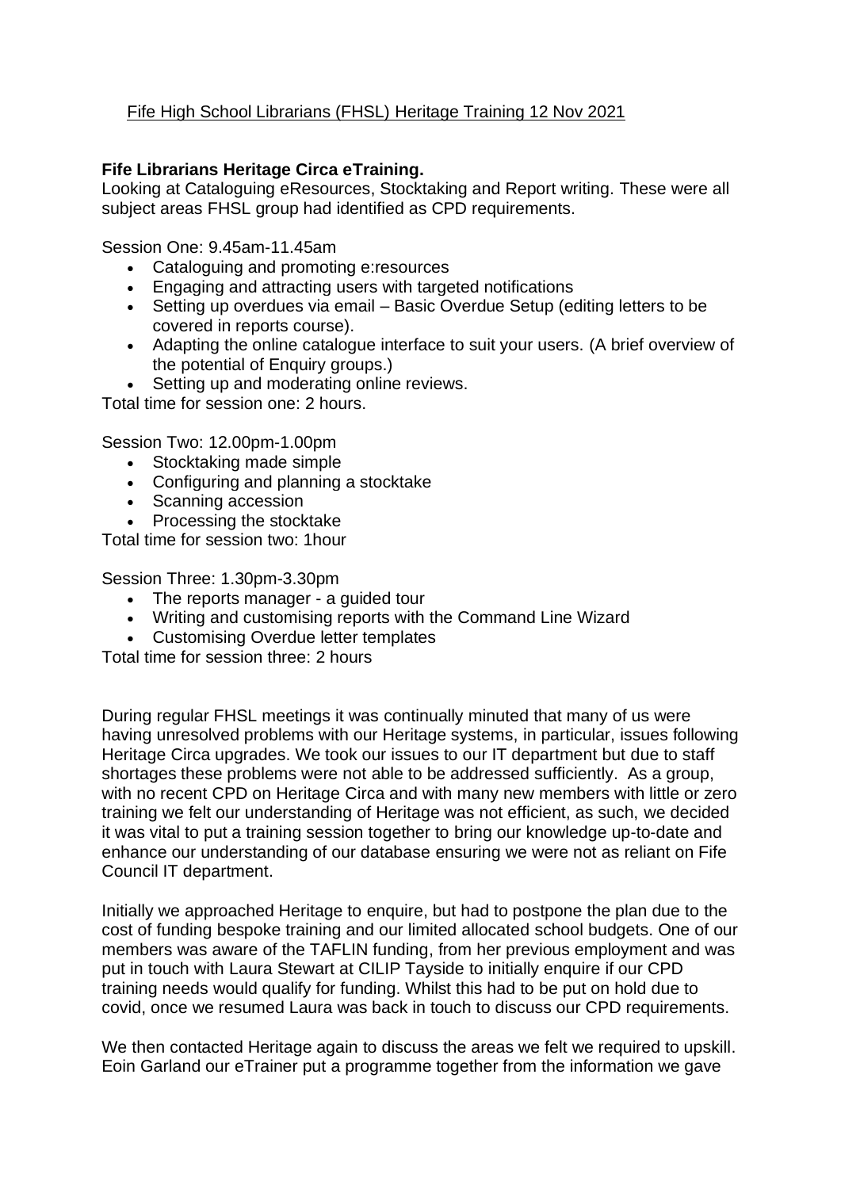Fife High School Librarians (FHSL) Heritage Training 12 Nov 2021

**Fife Librarians Heritage Circa eTraining.**

Looking at Cataloguing eResources, Stocktaking and Report writing. These were all subject areas FHSL group had identified as CPD requirements.

Session One: 9.45am-11.45am

- Cataloguing and promoting e:resources
- Engaging and attracting users with targeted notifications
- Setting up overdues via email – Basic Overdue Setup (editing letters to be covered in reports course).
- Adapting the online catalogue interface to suit your users. (A brief overview of the potential of Enquiry groups.)
- Setting up and moderating online reviews.

Total time for session one: 2 hours.

Session Two: 12.00pm-1.00pm

- Stocktaking made simple
- Configuring and planning a stocktake
- Scanning accession
- Processing the stocktake

Total time for session two: 1hour

Session Three: 1.30pm-3.30pm

- The reports manager - a guided tour
- Writing and customising reports with the Command Line Wizard
- Customising Overdue letter templates

Total time for session three: 2 hours

During regular FHSL meetings it was continually minuted that many of us were having unresolved problems with our Heritage systems, in particular, issues following Heritage Circa upgrades. We took our issues to our IT department but due to staff shortages these problems were not able to be addressed sufficiently. As a group, with no recent CPD on Heritage Circa and with many new members with little or zero training we felt our understanding of Heritage was not efficient, as such, we decided it was vital to put a training session together to bring our knowledge up-to-date and enhance our understanding of our database ensuring we were not as reliant on Fife Council IT department.

Initially we approached Heritage to enquire, but had to postpone the plan due to the cost of funding bespoke training and our limited allocated school budgets. One of our members was aware of the TAFLIN funding, from her previous employment and was put in touch with Laura Stewart at CILIP Tayside to initially enquire if our CPD training needs would qualify for funding. Whilst this had to be put on hold due to covid, once we resumed Laura was back in touch to discuss our CPD requirements.

We then contacted Heritage again to discuss the areas we felt we required to upskill. Eoin Garland our eTrainer put a programme together from the information we gave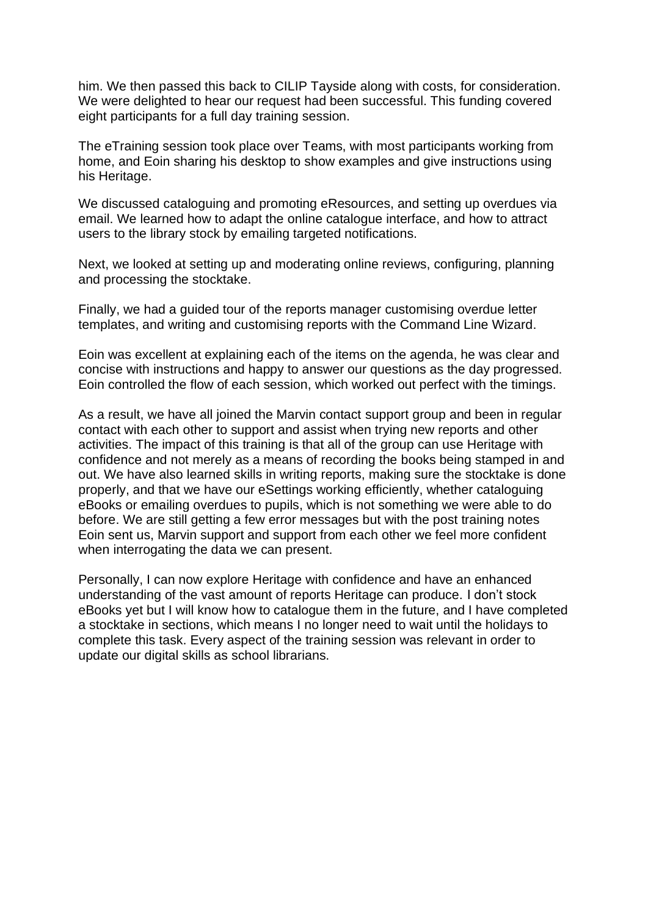him. We then passed this back to CILIP Tayside along with costs, for consideration. We were delighted to hear our request had been successful. This funding covered eight participants for a full day training session.

The eTraining session took place over Teams, with most participants working from home, and Eoin sharing his desktop to show examples and give instructions using his Heritage.

We discussed cataloguing and promoting eResources, and setting up overdues via email. We learned how to adapt the online catalogue interface, and how to attract users to the library stock by emailing targeted notifications.

Next, we looked at setting up and moderating online reviews, configuring, planning and processing the stocktake.

Finally, we had a guided tour of the reports manager customising overdue letter templates, and writing and customising reports with the Command Line Wizard.

Eoin was excellent at explaining each of the items on the agenda, he was clear and concise with instructions and happy to answer our questions as the day progressed. Eoin controlled the flow of each session, which worked out perfect with the timings.

As a result, we have all joined the Marvin contact support group and been in regular contact with each other to support and assist when trying new reports and other activities. The impact of this training is that all of the group can use Heritage with confidence and not merely as a means of recording the books being stamped in and out. We have also learned skills in writing reports, making sure the stocktake is done properly, and that we have our eSettings working efficiently, whether cataloguing eBooks or emailing overdues to pupils, which is not something we were able to do before. We are still getting a few error messages but with the post training notes Eoin sent us, Marvin support and support from each other we feel more confident when interrogating the data we can present.

Personally, I can now explore Heritage with confidence and have an enhanced understanding of the vast amount of reports Heritage can produce. I don't stock eBooks yet but I will know how to catalogue them in the future, and I have completed a stocktake in sections, which means I no longer need to wait until the holidays to complete this task. Every aspect of the training session was relevant in order to update our digital skills as school librarians.